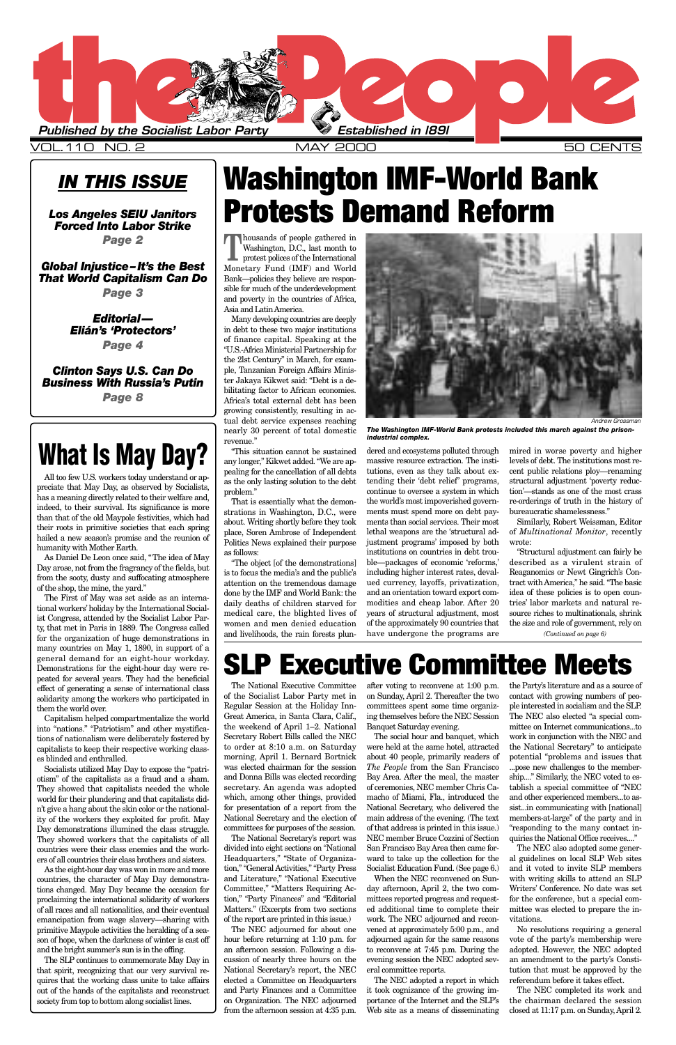# the People

*Published by the Socialist Labor Party* — *Established in 1891*

VOL. 110 NO. 2 — MAY 2000 — 50 CENTS

## IN THIS ISSUE

**Los Angeles SEIU Janitors Forced Into Labor Strike** — Page 2

**Global Injustice–It's the Best That World Capitalism Can Do** — Page 3

**Editorial—Elián's 'Protectors'** — Page 4

**Clinton Says U.S. Can Do Business With Russia's Putin** — Page 8

# Washington IMF-World Bank Protests Demand Reform

Thousands of people gathered in Washington, D.C., last month to protest polices of the International Monetary Fund (IMF) and World Bank—policies they believe are responsible for much of the underdevelopment and poverty in the countries of Africa, Asia and Latin America.

Many developing countries are deeply in debt to these two major institutions of finance capital. Speaking at the "U.S.-Africa Ministerial Partnership for the 21st Century" in March, for example, Tanzanian Foreign Affairs Minister Jakaya Kikwet said: "Debt is a debilitating factor to African economies. Africa's total external debt has been growing consistently, resulting in actual debt service expenses reaching nearly 30 percent of total domestic revenue."

"This situation cannot be sustained any longer," Kikwet added. "We are appealing for the cancellation of all debts as the only lasting solution to the debt problem."

That is essentially what the demonstrations in Washington, D.C., were about. Writing shortly before they took place, Soren Ambrose of Independent Politics News explained their purpose as follows:

"The object [of the demonstrations] is to focus the media's and the public's attention on the tremendous damage done by the IMF and World Bank: the daily deaths of children starved for medical care, the blighted lives of women and men denied education and livelihoods, the rain forests plundered and ecosystems polluted through massive resource extraction. The institutions, even as they talk about extending their 'debt relief' programs, continue to oversee a system in which the world's most impoverished governments must spend more on debt payments than social services. Their most lethal weapons are the 'structural adjustment programs' imposed by both institutions on countries in debt trouble—packages of economic 'reforms,' including higher interest rates, devalued currency, layoffs, privatization, and an orientation toward export commodities and cheap labor. After 20 years of structural adjustment, most of the approximately 90 countries that have undergone the programs are mired in worse poverty and higher levels of debt. The institutions most recent public relations ploy—renaming structural adjustment 'poverty reduction'—stands as one of the most crass re-orderings of truth in the history of bureaucratic shamelessness."

Andrew Grossman

*The Washington IMF-World Bank protests included this march against the prison-industrial complex.*

Similarly, Robert Weissman, Editor of *Multinational Monitor*, recently wrote:

"Structural adjustment can fairly be described as a virulent strain of Reaganomics or Newt Gingrich's Contract with America," he said. "The basic idea of these policies is to open countries' labor markets and natural resource riches to multinationals, shrink the size and role of government, rely on

*(Continued on page 6)*

# What Is May Day?

All too few U.S. workers today understand or appreciate that May Day, as observed by Socialists, has a meaning directly related to their welfare and, indeed, to their survival. Its significance is more than that of the old Maypole festivities, which had their roots in primitive societies that each spring hailed a new season's promise and the reunion of humanity with Mother Earth.

As Daniel De Leon once said, "The idea of May Day arose, not from the fragrancy of the fields, but from the sooty, dusty and suffocating atmosphere of the shop, the mine, the yard."

The First of May was set aside as an international workers' holiday by the International Socialist Congress, attended by the Socialist Labor Party, that met in Paris in 1889. The Congress called for the organization of huge demonstrations in many countries on May 1, 1890, in support of a general demand for an eight-hour workday. Demonstrations for the eight-hour day were repeated for several years. They had the beneficial effect of generating a sense of international class solidarity among the workers who participated in them the world over.

Capitalism helped compartmentalize the world into "nations." "Patriotism" and other mystifications of nationalism were deliberately fostered by capitalists to keep their respective working classes blinded and enthralled.

Socialists utilized May Day to expose the "patriotism" of the capitalists as a fraud and a sham. They showed that capitalists needed the whole world for their plundering and that capitalists didn't give a hang about the skin color or the nationality of the workers they exploited for profit. May Day demonstrations illumined the class struggle. They showed workers that the capitalists of all countries were their class enemies and the workers of all countries their class brothers and sisters.

As the eight-hour day was won in more and more countries, the character of May Day demonstrations changed. May Day became the occasion for proclaiming the international solidarity of workers of all races and all nationalities, and their eventual emancipation from wage slavery—sharing with primitive Maypole activities the heralding of a season of hope, when the darkness of winter is cast off and the bright summer's sun is in the offing.

The SLP continues to commemorate May Day in that spirit, recognizing that our very survival requires that the working class unite to take affairs out of the hands of the capitalists and reconstruct society from top to bottom along socialist lines.

# SLP Executive Committee Meets

The National Executive Committee of the Socialist Labor Party met in Regular Session at the Holiday Inn-Great America, in Santa Clara, Calif., the weekend of April 1–2. National Secretary Robert Bills called the NEC to order at 8:10 a.m. on Saturday morning, April 1. Bernard Bortnick was elected chairman for the session and Donna Bills was elected recording secretary. An agenda was adopted which, among other things, provided for presentation of a report from the National Secretary and the election of committees for purposes of the session.

The National Secretary's report was divided into eight sections on "National Headquarters," "State of Organization," "General Activities," "Party Press and Literature," "National Executive Committee," "Matters Requiring Action," "Party Finances" and "Editorial Matters." (Excerpts from two sections of the report are printed in this issue.)

The NEC adjourned for about one hour before returning at 1:10 p.m. for an afternoon session. Following a discussion of nearly three hours on the National Secretary's report, the NEC elected a Committee on Headquarters and Party Finances and a Committee on Organization. The NEC adjourned from the afternoon session at 4:35 p.m. after voting to reconvene at 1:00 p.m. on Sunday, April 2. Thereafter the two committees spent some time organizing themselves before the NEC Session Banquet Saturday evening.

The social hour and banquet, which were held at the same hotel, attracted about 40 people, primarily readers of *The People* from the San Francisco Bay Area. After the meal, the master of ceremonies, NEC member Chris Camacho of Miami, Fla., introduced the National Secretary, who delivered the main address of the evening. (The text of that address is printed in this issue.) NEC member Bruce Cozzini of Section San Francisco Bay Area then came forward to take up the collection for the Socialist Education Fund. (See page 6.)

When the NEC reconvened on Sunday afternoon, April 2, the two committees reported progress and requested additional time to complete their work. The NEC adjourned and reconvened at approximately 5:00 p.m., and adjourned again for the same reasons to reconvene at 7:45 p.m. During the evening session the NEC adopted several committee reports.

The NEC adopted a report in which it took cognizance of the growing importance of the Internet and the SLP's Web site as a means of disseminating the Party's literature and as a source of contact with growing numbers of people interested in socialism and the SLP. The NEC also elected "a special committee on Internet communications...to work in conjunction with the NEC and the National Secretary" to anticipate potential "problems and issues that ...pose new challenges to the membership...." Similarly, the NEC voted to establish a special committee of "NEC and other experienced members...to assist...in communicating with [national] members-at-large" of the party and in "responding to the many contact inquiries the National Office receives...."

The NEC also adopted some general guidelines on local SLP Web sites and it voted to invite SLP members with writing skills to attend an SLP Writers' Conference. No date was set for the conference, but a special committee was elected to prepare the invitations.

No resolutions requiring a general vote of the party's membership were adopted. However, the NEC adopted an amendment to the party's Constitution that must be approved by the referendum before it takes effect.

The NEC completed its work and the chairman declared the session closed at 11:17 p.m. on Sunday, April 2.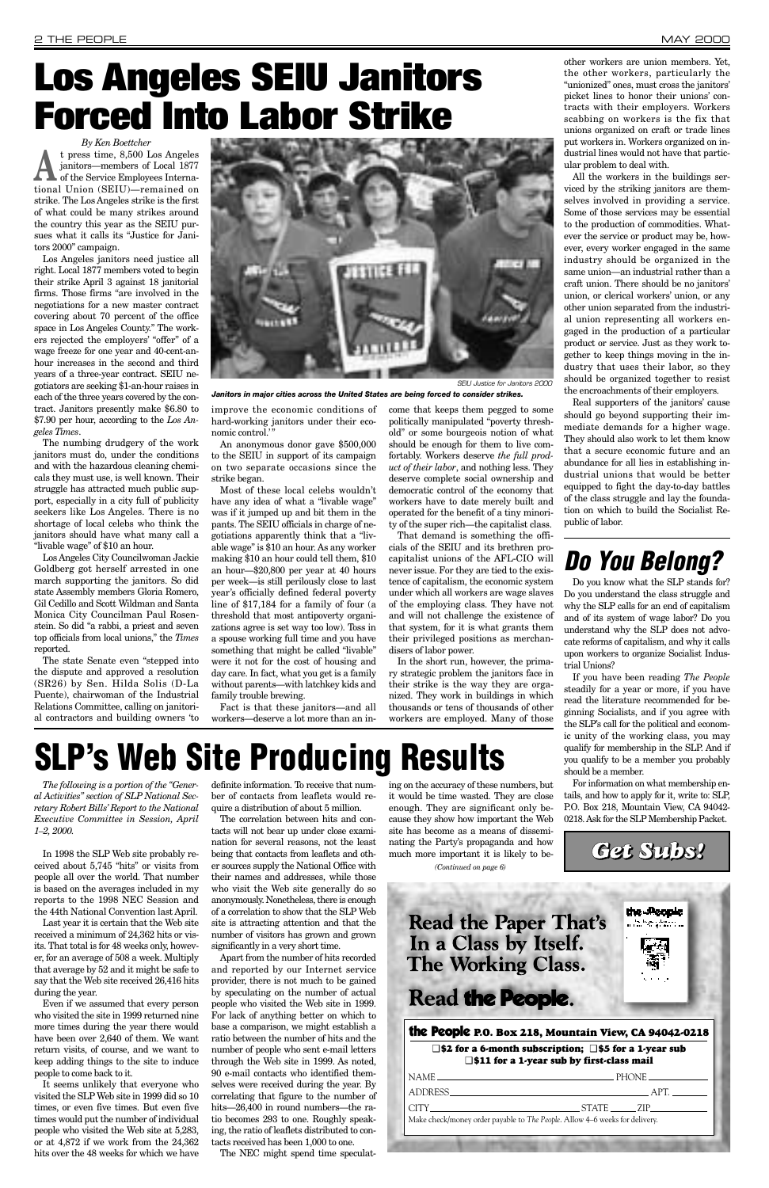# Los Angeles SEIU Janitors Forced Into Labor Strike

*By Ken Boettcher*

At press time, 8,500 Los Angeles janitors—members of Local 1877 of the Service Employees International Union (SEIU)—remained on strike. The Los Angeles strike is the first of what could be many strikes around the country this year as the SEIU pursues what it calls its "Justice for Janitors 2000" campaign.

Los Angeles janitors need justice all right. Local 1877 members voted to begin their strike April 3 against 18 janitorial firms. Those firms "are involved in the negotiations for a new master contract covering about 70 percent of the office space in Los Angeles County." The workers rejected the employers' "offer" of a wage freeze for one year and 40-cent-an-hour increases in the second and third years of a three-year contract. SEIU negotiators are seeking $1-an-hour raises in each of the three years covered by the contract. Janitors presently make $6.80 to $7.90 per hour, according to the *Los Angeles Times*.

The numbing drudgery of the work janitors must do, under the conditions and with the hazardous cleaning chemicals they must use, is well known. Their struggle has attracted much public support, especially in a city full of publicity seekers like Los Angeles. There is no shortage of local celebs who think the janitors should have what many call a "livable wage" of $10 an hour.

Los Angeles City Councilwoman Jackie Goldberg got herself arrested in one march supporting the janitors. So did state Assembly members Gloria Romero, Gil Cedillo and Scott Wildman and Santa Monica City Councilman Paul Rosenstein. So did "a rabbi, a priest and seven top officials from local unions," the *Times* reported.

The state Senate even "stepped into the dispute and approved a resolution (SR26) by Sen. Hilda Solis (D-La Puente), chairwoman of the Industrial Relations Committee, calling on janitorial contractors and building owners 'to improve the economic conditions of hard-working janitors under their economic control.'"

SEIU Justice for Janitors 2000

*Janitors in major cities across the United States are being forced to consider strikes.*

An anonymous donor gave $500,000 to the SEIU in support of its campaign on two separate occasions since the strike began.

Most of these local celebs wouldn't have any idea of what a "livable wage" was if it jumped up and bit them in the pants. The SEIU officials in charge of negotiations apparently think that a "livable wage" is $10 an hour. As any worker making $10 an hour could tell them, $10 an hour—$20,800 per year at 40 hours per week—is still perilously close to last year's officially defined federal poverty line of $17,184 for a family of four (a threshold that most antipoverty organizations agree is set way too low). Toss in a spouse working full time and you have something that might be called "livable" were it not for the cost of housing and day care. In fact, what you get is a family without parents—with latchkey kids and family trouble brewing.

Fact is that these janitors—and all workers—deserve a lot more than an income that keeps them pegged to some politically manipulated "poverty threshold" or some bourgeois notion of what should be enough for them to live comfortably. Workers deserve *the full product of their labor*, and nothing less. They deserve complete social ownership and democratic control of the economy that workers have to date merely built and operated for the benefit of a tiny minority of the super rich—the capitalist class.

That demand is something the officials of the SEIU and its brethren procapitalist unions of the AFL-CIO will never issue. For they are tied to the existence of capitalism, the economic system under which all workers are wage slaves of the employing class. They have not and will not challenge the existence of that system, for it is what grants them their privileged positions as merchandisers of labor power.

In the short run, however, the primary strategic problem the janitors face in their strike is the way they are organized. They work in buildings in which thousands or tens of thousands of other workers are employed. Many of those other workers are union members. Yet, the other workers, particularly the "unionized" ones, must cross the janitors' picket lines to honor their unions' contracts with their employers. Workers scabbing on workers is the fix that unions organized on craft or trade lines put workers in. Workers organized on industrial lines would not have that particular problem to deal with.

All the workers in the buildings serviced by the striking janitors are themselves involved in providing a service. Some of those services may be essential to the production of commodities. Whatever the service or product may be, however, every worker engaged in the same industry should be organized in the same union—an industrial rather than a craft union. There should be no janitors' union, or clerical workers' union, or any other union separated from the industrial union representing all workers engaged in the production of a particular product or service. Just as they work together to keep things moving in the industry that uses their labor, so they should be organized together to resist the encroachments of their employers.

Real supporters of the janitors' cause should go beyond supporting their immediate demands for a higher wage. They should also work to let them know that a secure economic future and an abundance for all lies in establishing industrial unions that would be better equipped to fight the day-to-day battles of the class struggle and lay the foundation on which to build the Socialist Republic of labor.

# Do You Belong?

Do you know what the SLP stands for? Do you understand the class struggle and why the SLP calls for an end of capitalism and of its system of wage labor? Do you understand why the SLP does not advocate reforms of capitalism, and why it calls upon workers to organize Socialist Industrial Unions?

If you have been reading *The People* steadily for a year or more, if you have read the literature recommended for beginning Socialists, and if you agree with the SLP's call for the political and economic unity of the working class, you may qualify for membership in the SLP. And if you qualify to be a member you probably should be a member.

For information on what membership entails, and how to apply for it, write to: SLP, P.O. Box 218, Mountain View, CA 94042-0218. Ask for the SLP Membership Packet.

# SLP's Web Site Producing Results

*The following is a portion of the "General Activities" section of SLP National Secretary Robert Bills' Report to the National Executive Committee in Session, April 1–2, 2000.*

In 1998 the SLP Web site probably received about 5,745 "hits" or visits from people all over the world. That number is based on the averages included in my reports to the 1998 NEC Session and the 44th National Convention last April.

Last year it is certain that the Web site received a minimum of 24,362 hits or visits. That total is for 48 weeks only, however, for an average of 508 a week. Multiply that average by 52 and it might be safe to say that the Web site received 26,416 hits during the year.

Even if we assumed that every person who visited the site in 1999 returned nine more times during the year there would have been over 2,640 of them. We want return visits, of course, and we want to keep adding things to the site to induce people to come back to it.

It seems unlikely that everyone who visited the SLP Web site in 1999 did so 10 times, or even five times. But even five times would put the number of individual people who visited the Web site at 5,283, or at 4,872 if we work from the 24,362 hits over the 48 weeks for which we have definite information. To receive that number of contacts from leaflets would require a distribution of about 5 million.

The correlation between hits and contacts will not bear up under close examination for several reasons, not the least being that contacts from leaflets and other sources supply the National Office with their names and addresses, while those who visit the Web site generally do so anonymously. Nonetheless, there is enough of a correlation to show that the SLP Web site is attracting attention and that the number of visitors has grown and grown significantly in a very short time.

Apart from the number of hits recorded and reported by our Internet service provider, there is not much to be gained by speculating on the number of actual people who visited the Web site in 1999. For lack of anything better on which to base a comparison, we might establish a ratio between the number of hits and the number of people who sent e-mail letters through the Web site in 1999. As noted, 90 e-mail contacts who identified themselves were received during the year. By correlating that figure to the number of hits—26,400 in round numbers—the ratio becomes 293 to one. Roughly speaking, the ratio of leaflets distributed to contacts received has been 1,000 to one.

The NEC might spend time speculating on the accuracy of these numbers, but it would be time wasted. They are close enough. They are significant only because they show how important the Web site has become as a means of disseminating the Party's propaganda and how much more important it is likely to be-

*(Continued on page 6)*

**Get Subs!**

**Read the Paper That's In a Class by Itself. The Working Class.**

**Read the People.**

**the People P.O. Box 218, Mountain View, CA 94042-0218**

❑ $2 for a 6-month subscription; ❑ $5 for a 1-year sub
❑ $11 for a 1-year sub by first-class mail

NAME ______ PHONE ______

ADDRESS ______ APT. ______

CITY ______ STATE ______ ZIP ______

Make check/money order payable to *The People*. Allow 4–6 weeks for delivery.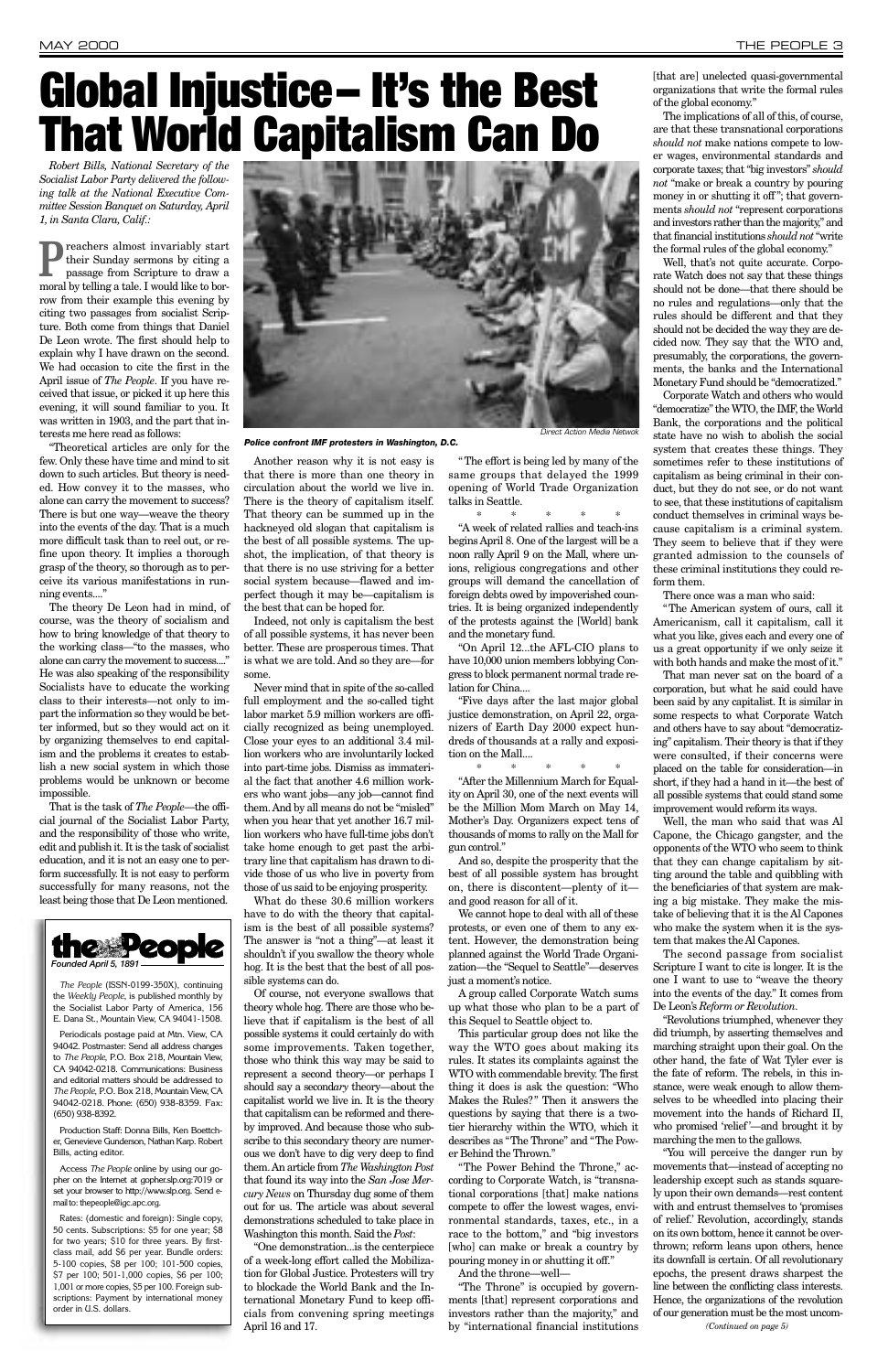# Global Injustice–It's the Best That World Capitalism Can Do

*Robert Bills, National Secretary of the Socialist Labor Party delivered the following talk at the National Executive Committee Session Banquet on Saturday, April 1, in Santa Clara, Calif.:*

Preachers almost invariably start their Sunday sermons by citing a passage from Scripture to draw a moral by telling a tale. I would like to borrow from their example this evening by citing two passages from socialist Scripture. Both come from things that Daniel De Leon wrote. The first should help to explain why I have drawn on the second. We had occasion to cite the first in the April issue of *The People*. If you have received that issue, or picked it up here this evening, it will sound familiar to you. It was written in 1903, and the part that interests me here read as follows:

"Theoretical articles are only for the few. Only these have time and mind to sit down to such articles. But theory is needed. How convey it to the masses, who alone can carry the movement to success? There is but one way—weave the theory into the events of the day. That is a much more difficult task than to reel out, or refine upon theory. It implies a thorough grasp of the theory, so thorough as to perceive its various manifestations in running events...."

The theory De Leon had in mind, of course, was the theory of socialism and how to bring knowledge of that theory to the working class—"to the masses, who alone can carry the movement to success...." He was also speaking of the responsibility Socialists have to educate the working class to their interests—not only to impart the information so they would be better informed, but so they would act on it by organizing themselves to end capitalism and the problems it creates to establish a new social system in which those problems would be unknown or become impossible.

That is the task of *The People*—the official journal of the Socialist Labor Party, and the responsibility of those who write, edit and publish it. It is the task of socialist education, and it is not an easy one to perform successfully. It is not easy to perform successfully for many reasons, not the least being those that De Leon mentioned.

Police confront IMF protesters in Washington, D.C.

Direct Action Media Netwok

Another reason why it is not easy is that there is more than one theory in circulation about the world we live in. There is the theory of capitalism itself. That theory can be summed up in the hackneyed old slogan that capitalism is the best of all possible systems. The upshot, the implication, of that theory is that there is no use striving for a better social system because—flawed and imperfect though it may be—capitalism is the best that can be hoped for.

Indeed, not only is capitalism the best of all possible systems, it has never been better. These are prosperous times. That is what we are told. And so they are—for some.

Never mind that in spite of the so-called full employment and the so-called tight labor market 5.9 million workers are officially recognized as being unemployed. Close your eyes to an additional 3.4 million workers who are involuntarily locked into part-time jobs. Dismiss as immaterial the fact that another 4.6 million workers who want jobs—any job—cannot find them. And by all means do not be "misled" when you hear that yet another 16.7 million workers who have full-time jobs don't take home enough to get past the arbitrary line that capitalism has drawn to divide those of us who live in poverty from those of us said to be enjoying prosperity.

What do these 30.6 million workers have to do with the theory that capitalism is the best of all possible systems? The answer is "not a thing"—at least it shouldn't if you swallow the theory whole hog. It is the best that the best of all possible systems can do.

Of course, not everyone swallows that theory whole hog. There are those who believe that if capitalism is the best of all possible systems it could certainly do with some improvements. Taken together, those who think this way may be said to represent a second theory—or perhaps I should say a second*ary* theory—about the capitalist world we live in. It is the theory that capitalism can be reformed and thereby improved. And because those who subscribe to this secondary theory are numerous we don't have to dig very deep to find them. An article from *The Washington Post* that found its way into the *San Jose Mercury News* on Thursday dug some of them out for us. The article was about several demonstrations scheduled to take place in Washington this month. Said the *Post*:

"One demonstration...is the centerpiece of a week-long effort called the Mobilization for Global Justice. Protesters will try to blockade the World Bank and the International Monetary Fund to keep officials from convening spring meetings April 16 and 17.

"The effort is being led by many of the same groups that delayed the 1999 opening of World Trade Organization talks in Seattle.

\* \* \* \* \*

"A week of related rallies and teach-ins begins April 8. One of the largest will be a noon rally April 9 on the Mall, where unions, religious congregations and other groups will demand the cancellation of foreign debts owed by impoverished countries. It is being organized independently of the protests against the [World] bank and the monetary fund.

"On April 12...the AFL-CIO plans to have 10,000 union members lobbying Congress to block permanent normal trade relation for China....

"Five days after the last major global justice demonstration, on April 22, organizers of Earth Day 2000 expect hundreds of thousands at a rally and exposition on the Mall....

\* \* \* \* \*

"After the Millennium March for Equality on April 30, one of the next events will be the Million Mom March on May 14, Mother's Day. Organizers expect tens of thousands of moms to rally on the Mall for gun control."

And so, despite the prosperity that the best of all possible system has brought on, there is discontent—plenty of it—and good reason for all of it.

We cannot hope to deal with all of these protests, or even one of them to any extent. However, the demonstration being planned against the World Trade Organization—the "Sequel to Seattle"—deserves just a moment's notice.

A group called Corporate Watch sums up what those who plan to be a part of this Sequel to Seattle object to.

This particular group does not like the way the WTO goes about making its rules. It states its complaints against the WTO with commendable brevity. The first thing it does is ask the question: "Who Makes the Rules?" Then it answers the questions by saying that there is a two-tier hierarchy within the WTO, which it describes as "The Throne" and "The Power Behind the Thrown."

"The Power Behind the Throne," according to Corporate Watch, is "transnational corporations [that] make nations compete to offer the lowest wages, environmental standards, taxes, etc., in a race to the bottom," and "big investors [who] can make or break a country by pouring money in or shutting it off."

And the throne—well—

"The Throne" is occupied by governments [that] represent corporations and investors rather than the majority," and by "international financial institutions [that are] unelected quasi-governmental organizations that write the formal rules of the global economy."

The implications of all of this, of course, are that these transnational corporations *should not* make nations compete to lower wages, environmental standards and corporate taxes; that "big investors" *should not* "make or break a country by pouring money in or shutting it off"; that governments *should not* "represent corporations and investors rather than the majority," and that financial institutions *should not* "write the formal rules of the global economy."

Well, that's not quite accurate. Corporate Watch does not say that these things should not be done—that there should be no rules and regulations—only that the rules should be different and that they should not be decided the way they are decided now. They say that the WTO and, presumably, the corporations, the governments, the banks and the International Monetary Fund should be "democratized."

Corporate Watch and others who would "democratize" the WTO, the IMF, the World Bank, the corporations and the political state have no wish to abolish the social system that creates these things. They sometimes refer to these institutions of capitalism as being criminal in their conduct, but they do not see, or do not want to see, that these institutions of capitalism conduct themselves in criminal ways because capitalism is a criminal system. They seem to believe that if they were granted admission to the counsels of these criminal institutions they could reform them.

There once was a man who said:

"The American system of ours, call it Americanism, call it capitalism, call it what you like, gives each and every one of us a great opportunity if we only seize it with both hands and make the most of it."

That man never sat on the board of a corporation, but what he said could have been said by any capitalist. It is similar in some respects to what Corporate Watch and others have to say about "democratizing" capitalism. Their theory is that if they were consulted, if their concerns were placed on the table for consideration—in short, if they had a hand in it—the best of all possible systems that could stand some improvement would reform its ways.

Well, the man who said that was Al Capone, the Chicago gangster, and the opponents of the WTO who seem to think that they can change capitalism by sitting around the table and quibbling with the beneficiaries of that system are making a big mistake. They make the mistake of believing that it is the Al Capones who make the system when it is the system that makes the Al Capones.

The second passage from socialist Scripture I want to cite is longer. It is the one I want to use to "weave the theory into the events of the day." It comes from De Leon's *Reform or Revolution*.

"Revolutions triumphed, whenever they did triumph, by asserting themselves and marching straight upon their goal. On the other hand, the fate of Wat Tyler ever is the fate of reform. The rebels, in this instance, were weak enough to allow themselves to be wheedled into placing their movement into the hands of Richard II, who promised 'relief'—and brought it by marching the men to the gallows.

"You will perceive the danger run by movements that—instead of accepting no leadership except such as stands squarely upon their own demands—rest content with and entrust themselves to 'promises of relief.' Revolution, accordingly, stands on its own bottom, hence it cannot be overthrown; reform leans upon others, hence its downfall is certain. Of all revolutionary epochs, the present draws sharpest the line between the conflicting class interests. Hence, the organizations of the revolution of our generation must be the most uncom-

*(Continued on page 5)*

---

**the People**
*Founded April 5, 1891*

*The People* (ISSN-0199-350X), continuing the *Weekly People*, is published monthly by the Socialist Labor Party of America, 156 E. Dana St., Mountain View, CA 94041-1508.

Periodicals postage paid at Mtn. View, CA 94042. Postmaster: Send all address changes to *The People*, P.O. Box 218, Mountain View, CA 94042-0218. Communications: Business and editorial matters should be addressed to *The People*, P.O. Box 218, Mountain View, CA 94042-0218. Phone: (650) 938-8359. Fax: (650) 938-8392.

Production Staff: Donna Bills, Ken Boettcher, Genevieve Gunderson, Nathan Karp. Robert Bills, acting editor.

Access *The People* online by using our gopher on the Internet at gopher.slp.org:7019 or set your browser to http://www.slp.org. Send e-mail to: thepeople@igc.apc.org.

Rates: (domestic and foreign): Single copy, 50 cents. Subscriptions: $5 for one year; $8 for two years; $10 for three years. By first-class mail, add $6 per year. Bundle orders: 5-100 copies, $8 per 100; 101-500 copies, $7 per 100; 501-1,000 copies, $6 per 100; 1,001 or more copies, $5 per 100. Foreign subscriptions: Payment by international money order in U.S. dollars.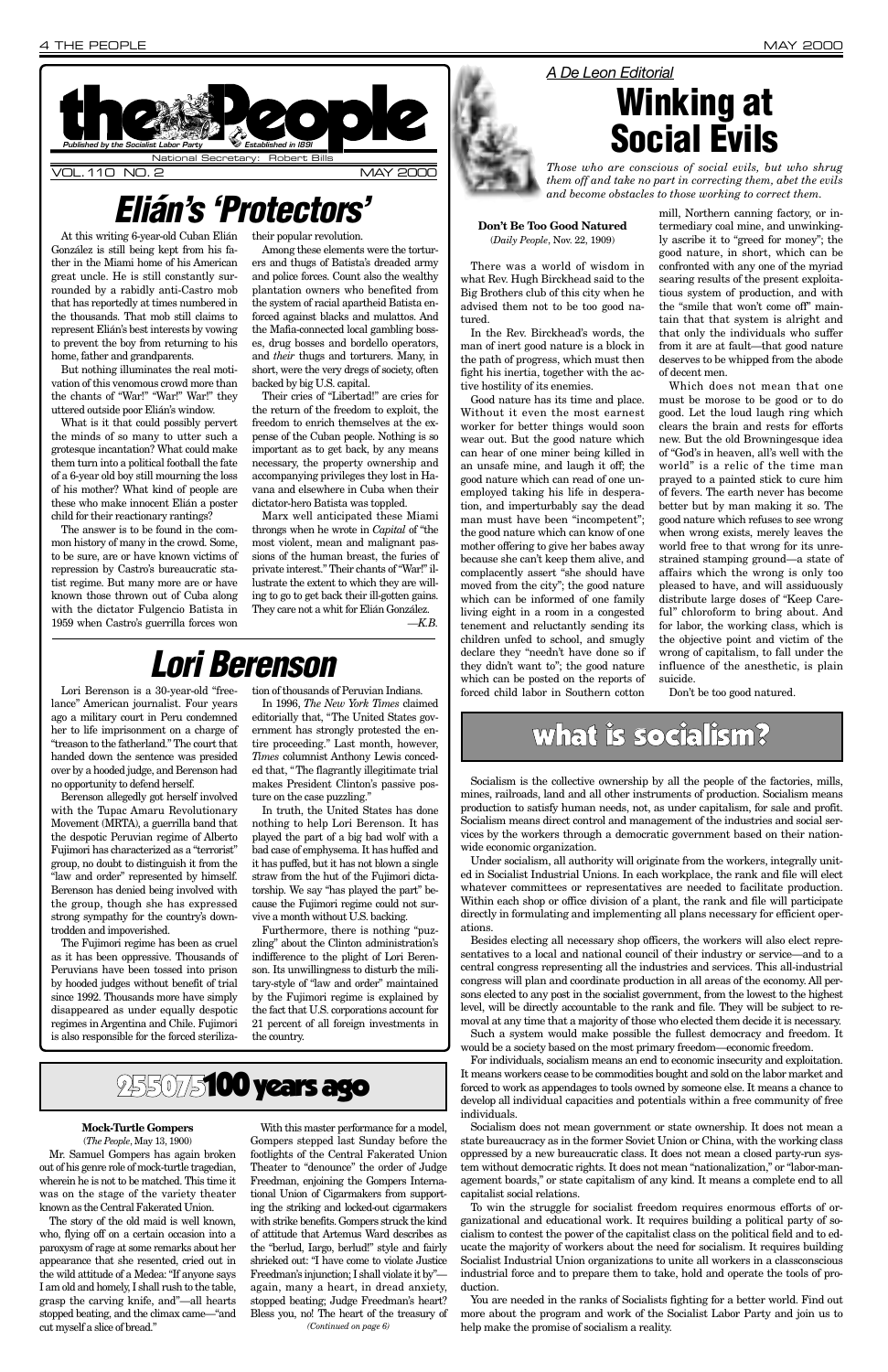# the People

*Published by the Socialist Labor Party* — *Established in 1891*

National Secretary: Robert Bills

VOL. 110 NO. 2 — MAY 2000

# Elián's 'Protectors'

At this writing 6-year-old Cuban Elián González is still being kept from his father in the Miami home of his American great uncle. He is still constantly surrounded by a rabidly anti-Castro mob that has reportedly at times numbered in the thousands. That mob still claims to represent Elián's best interests by vowing to prevent the boy from returning to his home, father and grandparents.

But nothing illuminates the real motivation of this venomous crowd more than the chants of "War!" "War!" War!" they uttered outside poor Elián's window.

What is it that could possibly pervert the minds of so many to utter such a grotesque incantation? What could make them turn into a political football the fate of a 6-year old boy still mourning the loss of his mother? What kind of people are these who make innocent Elián a poster child for their reactionary rantings?

The answer is to be found in the common history of many in the crowd. Some, to be sure, are or have known victims of repression by Castro's bureaucratic statist regime. But many more are or have known those thrown out of Cuba along with the dictator Fulgencio Batista in 1959 when Castro's guerrilla forces won their popular revolution.

Among these elements were the torturers and thugs of Batista's dreaded army and police forces. Count also the wealthy plantation owners who benefited from the system of racial apartheid Batista enforced against blacks and mulattos. And the Mafia-connected local gambling bosses, drug bosses and bordello operators, and *their* thugs and torturers. Many, in short, were the very dregs of society, often backed by big U.S. capital.

Their cries of "Libertad!" are cries for the return of the freedom to exploit, the freedom to enrich themselves at the expense of the Cuban people. Nothing is so important as to get back, by any means necessary, the property ownership and accompanying privileges they lost in Havana and elsewhere in Cuba when their dictator-hero Batista was toppled.

Marx well anticipated these Miami throngs when he wrote in *Capital* of "the most violent, mean and malignant passions of the human breast, the furies of private interest." Their chants of "War!" illustrate the extent to which they are willing to go to get back their ill-gotten gains. They care not a whit for Elián González.

—*K.B.*

# Lori Berenson

Lori Berenson is a 30-year-old "freelance" American journalist. Four years ago a military court in Peru condemned her to life imprisonment on a charge of "treason to the fatherland." The court that handed down the sentence was presided over by a hooded judge, and Berenson had no opportunity to defend herself.

Berenson allegedly got herself involved with the Tupac Amaru Revolutionary Movement (MRTA), a guerrilla band that the despotic Peruvian regime of Alberto Fujimori has characterized as a "terrorist" group, no doubt to distinguish it from the "law and order" represented by himself. Berenson has denied being involved with the group, though she has expressed strong sympathy for the country's downtrodden and impoverished.

The Fujimori regime has been as cruel as it has been oppressive. Thousands of Peruvians have been tossed into prison by hooded judges without benefit of trial since 1992. Thousands more have simply disappeared as under equally despotic regimes in Argentina and Chile. Fujimori is also responsible for the forced sterilization of thousands of Peruvian Indians.

In 1996, *The New York Times* claimed editorially that, "The United States government has strongly protested the entire proceeding." Last month, however, *Times* columnist Anthony Lewis conceded that, "The flagrantly illegitimate trial makes President Clinton's passive posture on the case puzzling."

In truth, the United States has done nothing to help Lori Berenson. It has played the part of a big bad wolf with a bad case of emphysema. It has huffed and it has puffed, but it has not blown a single straw from the hut of the Fujimori dictatorship. We say "has played the part" because the Fujimori regime could not survive a month without U.S. backing.

Furthermore, there is nothing "puzzling" about the Clinton administration's indifference to the plight of Lori Berenson. Its unwillingness to disturb the military-style of "law and order" maintained by the Fujimori regime is explained by the fact that U.S. corporations account for 21 percent of all foreign investments in the country.

*A De Leon Editorial*

# Winking at Social Evils

*Those who are conscious of social evils, but who shrug them off and take no part in correcting them, abet the evils and become obstacles to those working to correct them.*

**Don't Be Too Good Natured**
(*Daily People*, Nov. 22, 1909)

There was a world of wisdom in what Rev. Hugh Birckhead said to the Big Brothers club of this city when he advised them not to be too good natured.

In the Rev. Birckhead's words, the man of inert good nature is a block in the path of progress, which must then fight his inertia, together with the active hostility of its enemies.

Good nature has its time and place. Without it even the most earnest worker for better things would soon wear out. But the good nature which can hear of one miner being killed in an unsafe mine, and laugh it off; the good nature which can read of one unemployed taking his life in desperation, and imperturbably say the dead man must have been "incompetent"; the good nature which can know of one mother offering to give her babes away because she can't keep them alive, and complacently assert "she should have moved from the city"; the good nature which can be informed of one family living eight in a room in a congested tenement and reluctantly sending its children unfed to school, and smugly declare they "needn't have done so if they didn't want to"; the good nature which can be posted on the reports of forced child labor in Southern cotton mill, Northern canning factory, or intermediary coal mine, and unwinkingly ascribe it to "greed for money"; the good nature, in short, which can be confronted with any one of the myriad searing results of the present exploitatious system of production, and with the "smile that won't come off" maintain that that system is alright and that only the individuals who suffer from it are at fault—that good nature deserves to be whipped from the abode of decent men.

Which does not mean that one must be morose to be good or to do good. Let the loud laugh ring which clears the brain and rests for efforts new. But the old Browningesque idea of "God's in heaven, all's well with the world" is a relic of the time man prayed to a painted stick to cure him of fevers. The earth never has become better but by man making it so. The good nature which refuses to see wrong when wrong exists, merely leaves the world free to that wrong for its unrestrained stamping ground—a state of affairs which the wrong is only too pleased to have, and will assiduously distribute large doses of "Keep Careful" chloroform to bring about. And for labor, the working class, which is the objective point and victim of the wrong of capitalism, to fall under the influence of the anesthetic, is plain suicide.

Don't be too good natured.

# what is socialism?

Socialism is the collective ownership by all the people of the factories, mills, mines, railroads, land and all other instruments of production. Socialism means production to satisfy human needs, not, as under capitalism, for sale and profit. Socialism means direct control and management of the industries and social services by the workers through a democratic government based on their nationwide economic organization.

Under socialism, all authority will originate from the workers, integrally united in Socialist Industrial Unions. In each workplace, the rank and file will elect whatever committees or representatives are needed to facilitate production. Within each shop or office division of a plant, the rank and file will participate directly in formulating and implementing all plans necessary for efficient operations.

Besides electing all necessary shop officers, the workers will also elect representatives to a local and national council of their industry or service—and to a central congress representing all the industries and services. This all-industrial congress will plan and coordinate production in all areas of the economy. All persons elected to any post in the socialist government, from the lowest to the highest level, will be directly accountable to the rank and file. They will be subject to removal at any time that a majority of those who elected them decide it is necessary.

Such a system would make possible the fullest democracy and freedom. It would be a society based on the most primary freedom—economic freedom.

For individuals, socialism means an end to economic insecurity and exploitation. It means workers cease to be commodities bought and sold on the labor market and forced to work as appendages to tools owned by someone else. It means a chance to develop all individual capacities and potentials within a free community of free individuals.

Socialism does not mean government or state ownership. It does not mean a state bureaucracy as in the former Soviet Union or China, with the working class oppressed by a new bureaucratic class. It does not mean a closed party-run system without democratic rights. It does not mean "nationalization," or "labor-management boards," or state capitalism of any kind. It means a complete end to all capitalist social relations.

To win the struggle for socialist freedom requires enormous efforts of organizational and educational work. It requires building a political party of socialism to contest the power of the capitalist class on the political field and to educate the majority of workers about the need for socialism. It requires building Socialist Industrial Union organizations to unite all workers in a classconscious industrial force and to prepare them to take, hold and operate the tools of production.

You are needed in the ranks of Socialists fighting for a better world. Find out more about the program and work of the Socialist Labor Party and join us to help make the promise of socialism a reality.

# 25 50 75 100 years ago

**Mock-Turtle Gompers**
(*The People*, May 13, 1900)

Mr. Samuel Gompers has again broken out of his genre role of mock-turtle tragedian, wherein he is not to be matched. This time it was on the stage of the variety theater known as the Central Fakerated Union.

The story of the old maid is well known, who, flying off on a certain occasion into a paroxysm of rage at some remarks about her appearance that she resented, cried out in the wild attitude of a Medea: "If anyone says I am old and homely, I shall rush to the table, grasp the carving knife, and"—all hearts stopped beating, and the climax came—"and cut myself a slice of bread."

With this master performance for a model, Gompers stepped last Sunday before the footlights of the Central Fakerated Union Theater to "denounce" the order of Judge Freedman, enjoining the Gompers International Union of Cigarmakers from supporting the striking and locked-out cigarmakers with strike benefits. Gompers struck the kind of attitude that Artemus Ward describes as the "berlud, Iargo, berlud!" style and fairly shrieked out: "I have come to violate Justice Freedman's injunction; I shall violate it by"—again, many a heart, in dread anxiety, stopped beating; Judge Freedman's heart? Bless you, no! The heart of the treasury of

*(Continued on page 6)*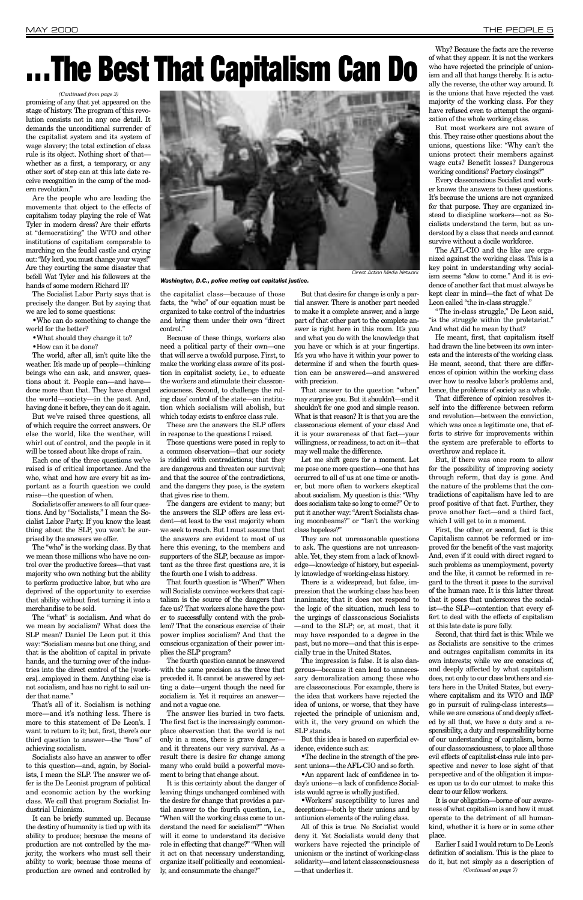# ...The Best That Capitalism Can Do

*(Continued from page 3)*

promising of any that yet appeared on the stage of history. The program of this revolution consists not in any one detail. It demands the unconditional surrender of the capitalist system and its system of wage slavery; the total extinction of class rule is its object. Nothing short of that—whether as a first, a temporary, or any other sort of step can at this late date receive recognition in the camp of the modern revolution."

Are the people who are leading the movements that object to the effects of capitalism today playing the role of Wat Tyler in modern dress? Are their efforts at "democratizing" the WTO and other institutions of capitalism comparable to marching on the feudal castle and crying out: "My lord, you must change your ways!" Are they courting the same disaster that befell Wat Tyler and his followers at the hands of some modern Richard II?

The Socialist Labor Party says that is precisely the danger. But by saying that we are led to some questions:

- Who can do something to change the world for the better?
- What should they change it to?
- How can it be done?

The world, after all, isn't quite like the weather. It's made up of people—thinking beings who can ask, and answer, questions about it. People can—and have—done more than that. They have changed the world—society—in the past. And, having done it before, they can do it again.

But we've raised three questions, all of which require the correct answers. Or else the world, like the weather, will whirl out of control, and the people in it will be tossed about like drops of rain.

Each one of the three questions we've raised is of critical importance. And the who, what and how are every bit as important as a fourth question we could raise—the question of when.

Socialists offer answers to all four questions. And by "Socialists," I mean the Socialist Labor Party. If you know the least thing about the SLP, you won't be surprised by the answers we offer.

The "who" is the working class. By that we mean those millions who have no control over the productive forces—that vast majority who own nothing but the ability to perform productive labor, but who are deprived of the opportunity to exercise that ability without first turning it into a merchandise to be sold.

The "what" is socialism. And what do we mean by socialism? What does the SLP mean? Daniel De Leon put it this way: "Socialism means but one thing, and that is the abolition of capital in private hands, and the turning over of the industries into the direct control of the [workers]...employed in them. Anything else is not socialism, and has no right to sail under that name."

That's all of it. Socialism is nothing more—and it's nothing less. There is more to this statement of De Leon's. I want to return to it; but, first, there's our third question to answer—the "how" of achieving socialism.

Socialists also have an answer to offer to this question—and, again, by Socialists, I mean the SLP. The answer we offer is the De Leonist program of political and economic action by the working class. We call that program Socialist Industrial Unionism.

It can be briefly summed up. Because the destiny of humanity is tied up with its ability to produce; because the means of production are not controlled by the majority, the workers who must sell their ability to work; because those means of production are owned and controlled by the capitalist class—because of those facts, the "who" of our equation must be organized to take control of the industries and bring them under their own "direct control."

*Washington, D.C., police meting out capitalist justice.*

Direct Action Media Network

Because of these things, workers also need a political party of their own—one that will serve a twofold purpose. First, to make the working class aware of its position in capitalist society, i.e., to educate the workers and stimulate their classconsciousness. Second, to challenge the ruling class' control of the state—an institution which socialism will abolish, but which today exists to enforce class rule.

These are the answers the SLP offers in response to the questions I raised.

Those questions were posed in reply to a common observation—that our society is riddled with contradictions; that they are dangerous and threaten our survival; and that the source of the contradictions, and the dangers they pose, is the system that gives rise to them.

The dangers are evident to many; but the answers the SLP offers are less evident—at least to the vast majority whom we seek to reach. But I must assume that the answers are evident to most of us here this evening, to the members and supporters of the SLP, because as important as the three first questions are, it is the fourth one I wish to address.

That fourth question is "When?" When will Socialists convince workers that capitalism is the source of the dangers that face us? That workers alone have the power to successfully contend with the problem? That the conscious exercise of their power implies socialism? And that the conscious organization of their power implies the SLP program?

The fourth question cannot be answered with the same precision as the three that preceded it. It cannot be answered by setting a date—urgent though the need for socialism is. Yet it requires an answer—and not a vague one.

The answer lies buried in two facts. The first fact is the increasingly commonplace observation that the world is not only in a mess, there is grave danger—and it threatens our very survival. As a result there is desire for change among many who could build a powerful movement to bring that change about.

It is this certainty about the danger of leaving things unchanged combined with the desire for change that provides a partial answer to the fourth question, i.e., "When will the working class come to understand the need for socialism?" "When will it come to understand its decisive role in effecting that change?" "When will it act on that necessary understanding, organize itself politically and economically, and consummate the change?"

But that desire for change is only a partial answer. There is another part needed to make it a complete answer, and a large part of that other part to the complete answer is right here in this room. It's you and what you do with the knowledge that you have or which is at your fingertips. It's you who have it within your power to determine if and when the fourth question can be answered—and answered with precision.

That answer to the question "when" may surprise you. But it shouldn't—and it shouldn't for one good and simple reason. What is that reason? It is that you are the classconscious element of your class! And it is your awareness of that fact—your willingness, or readiness, to act on it—that may well make the difference.

Let me shift gears for a moment. Let me pose one more question—one that has occurred to all of us at one time or another, but more often to workers skeptical about socialism. My question is this: "Why does socialism take so long to come?" Or to put it another way: "Aren't Socialists chasing moonbeams?" or "Isn't the working class hopeless?"

They are not unreasonable questions to ask. The questions are not unreasonable. Yet, they stem from a lack of knowledge—knowledge of history, but especially knowledge of working-class history.

There is a widespread, but false, impression that the working class has been inanimate; that it does not respond to the logic of the situation, much less to the urgings of classconscious Socialists—and to the SLP; or, at most, that it may have responded to a degree in the past, but no more—and that this is especially true in the United States.

The impression is false. It is also dangerous—because it can lead to unnecessary demoralization among those who are classconscious. For example, there is the idea that workers have rejected the idea of unions, or worse, that they have rejected the principle of unionism and, with it, the very ground on which the SLP stands.

But this idea is based on superficial evidence, evidence such as:

- The decline in the strength of the present unions—the AFL-CIO and so forth.
- An apparent lack of confidence in today's unions—a lack of confidence Socialists would agree is wholly justified.
- Workers' susceptibility to lures and deceptions—both by their unions and by antiunion elements of the ruling class.

All of this is true. No Socialist would deny it. Yet Socialists would deny that workers have rejected the principle of unionism or the instinct of working-class solidarity—and latent classconsciousness—that underlies it.

Why? Because the facts are the reverse of what they appear. It is not the workers who have rejected the principle of unionism and all that hangs thereby. It is actually the reverse, the other way around. It is the unions that have rejected the vast majority of the working class. For they have refused even to attempt the organization of the whole working class.

But most workers are not aware of this. They raise other questions about the unions, questions like: "Why can't the unions protect their members against wage cuts? Benefit losses? Dangerous working conditions? Factory closings?"

Every classconscious Socialist and worker knows the answers to these questions. It's because the unions are not organized for that purpose. They are organized instead to discipline workers—not as Socialists understand the term, but as understood by a class that needs and cannot survive without a docile workforce.

The AFL-CIO and the like are organized against the working class. This is a key point in understanding why socialism seems "slow to come." And it is evidence of another fact that must always be kept clear in mind—the fact of what De Leon called "the in-class struggle."

"The in-class struggle," De Leon said, "is the struggle within the proletariat." And what did he mean by that?

He meant, first, that capitalism itself had drawn the line between its own interests and the interests of the working class. He meant, second, that there are differences of opinion within the working class over how to resolve labor's problems and, hence, the problems of society as a whole.

That difference of opinion resolves itself into the difference between reform and revolution—between the conviction, which was once a legitimate one, that efforts to strive for improvements within the system are preferable to efforts to overthrow and replace it.

But, if there was once room to allow for the possibility of improving society through reform, that day is gone. And the nature of the problems that the contradictions of capitalism have led to are proof positive of that fact. Further, they prove another fact—and a third fact, which I will get to in a moment.

First, the other, or second, fact is this: Capitalism cannot be reformed or improved for the benefit of the vast majority. And, even if it could with direct regard to such problems as unemployment, poverty and the like, it cannot be reformed in regard to the threat it poses to the survival of the human race. It is this latter threat that it poses that underscores the socialist—the SLP—contention that every effort to deal with the effects of capitalism at this late date is pure folly.

Second, that third fact is this: While we as Socialists are sensitive to the crimes and outrages capitalism commits in its own interests; while we are conscious of, and deeply affected by what capitalism does, not only to our class brothers and sisters here in the United States, but everywhere capitalism and its WTO and IMF go in pursuit of ruling-class interests—while we are conscious of and deeply affected by all that, we have a duty and a responsibility, a duty and responsibility borne of our understanding of capitalism, borne of our classconsciousness, to place all those evil effects of capitalist-class rule into perspective and never to lose sight of that perspective and of the obligation it imposes upon us to do our utmost to make this clear to our fellow workers.

It is our obligation—borne of our awareness of what capitalism is and how it must operate to the detriment of all humankind, whether it is here or in some other place.

Earlier I said I would return to De Leon's definition of socialism. This is the place to do it, but not simply as a description of

*(Continued on page 7)*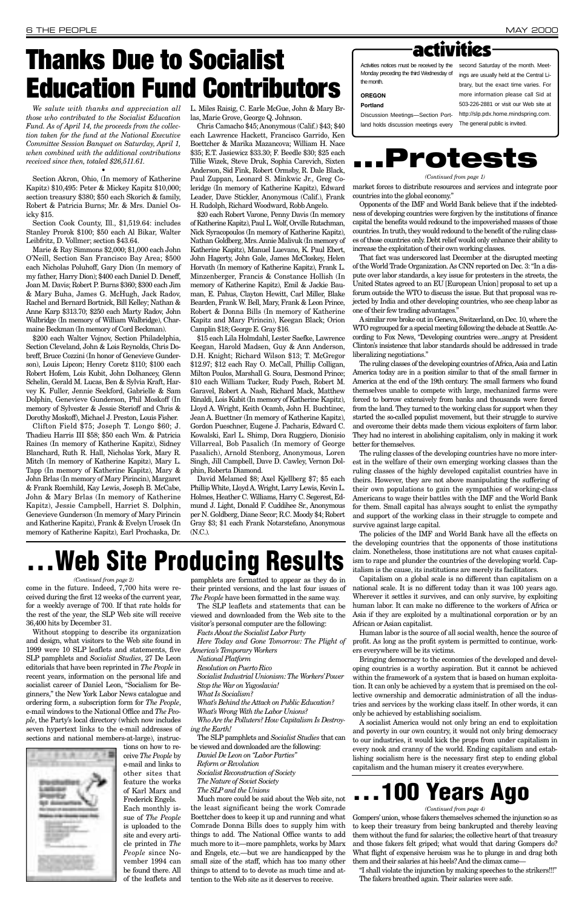# Thanks Due to Socialist Education Fund Contributors

*We salute with thanks and appreciation all those who contributed to the Socialist Education Fund. As of April 14, the proceeds from the collection taken for the fund at the National Executive Committee Session Banquet on Saturday, April 1, when combined with the additional contributions received since then, totaled $26,511.61.*

•

Section Akron, Ohio, (In memory of Katherine Kapitz) $10,495: Peter & Mickey Kapitz $10,000; section treasury $380; $50 each Skorich & family, Robert & Patricia Burns; Mr. & Mrs. Daniel Osicky $15.

Section Cook County, Ill., $1,519.64: includes Stanley Prorok $100; $50 each Al Bikar, Walter Leibfritz, D. Vollmer; section $43.64.

Marie & Ray Simmons $2,000; $1,000 each John O'Neill, Section San Francisco Bay Area; $500 each Nicholas Poluhoff, Gary Dion (In memory of my father, Harry Dion); $400 each Daniel D. Deneff, Joan M. Davis; Robert P. Burns $360; $300 each Jim & Mary Buha, James G. McHugh, Jack Radov, Rachel and Bernard Bortnick, Bill Kelley; Nathan & Anne Karp $313.70; $250 each Marty Radov, John Walbridge (In memory of William Walbridge), Charmaine Beckman (In memory of Cord Beckman).

$200 each Walter Vojnov, Section Philadelphia, Section Cleveland, John & Lois Reynolds, Chris Dobreff, Bruce Cozzini (In honor of Genevieve Gunderson), Louis Lipcon; Henry Coretz $110; $100 each Robert Hofem, Lois Kubit, John Dolhancey, Glenn Schelin, Gerald M. Lucas, Ben & Sylvia Kraft, Harvey K. Fuller, Jennie Seekford, Gabrielle & Sam Dolphin, Genevieve Gunderson, Phil Moskoff (In memory of Sylvester & Jessie Sterioff and Chris & Dorothy Moskoff), Michael J. Preston, Louis Fisher.

Clifton Field $75; Joseph T. Longo $60; J. Thadieu Harris III $58; $50 each Wm. & Patricia Raines (In memory of Katherine Kapitz), Sidney Blanchard, Ruth R. Hall, Nicholas York, Mary R. Mitch (In memory of Katherine Kapitz), Mary L. Tapp (In memory of Katherine Kapitz), Mary & John Brlas (In memory of Mary Pirincin), Margaret & Frank Roemhild, Kay Lewis, Joseph B. McCabe, John & Mary Brlas (In memory of Katherine Kapitz), Jessie Campbell, Harriet S. Dolphin, Genevieve Gunderson (In memory of Mary Pirincin and Katherine Kapitz), Frank & Evelyn Urosek (In memory of Katherine Kapitz), Earl Prochaska, Dr. L. Miles Raisig, C. Earle McGue, John & Mary Brlas, Marie Grove, George Q. Johnson.

Chris Camacho $45; Anonymous (Calif.) $43; $40 each Lawrence Hackett, Francisco Garrido, Ken Boettcher & Marika Mazancova; William H. Nace $35; E.T. Jasiewicz $33.30; F. Beedle $30; $25 each Tillie Wizek, Steve Druk, Sophia Carevich, Sixten Anderson, Sid Fink, Robert Ormsby, R. Dale Black, Paul Zuppan, Leonard S. Minkwic Jr., Greg Coleridge (In memory of Katherine Kapitz), Edward Leader, Dave Stickler, Anonymous (Calif.), Frank H. Rudolph, Richard Woodward, Robb Angelo.

$20 each Robert Varone, Penny Davis (In memory of Katherine Kapitz), Paul L. Wolf, Orville Rutschman, Nick Syracopoulos (In memory of Katherine Kapitz), Nathan Goldberg, Mrs. Annie Malivuk (In memory of Katherine Kapitz), Manuel Luevano, K. Paul Ebert, John Hagerty, John Gale, James McCloskey, Helen Horvath (In memory of Katherine Kapitz), Frank L. Minzenberger, Francis & Constance Hollish (In memory of Katherine Kapitz), Emil & Jackie Bauman, E. Pahus, Clayton Hewitt, Carl Miller, Blake Bearden, Frank W. Bell, Mary, Frank & Leon Prince, Robert & Donna Bills (In memory of Katherine Kapitz and Mary Pirincin), Keegan Black; Orion Camplin $18; George E. Gray $16.

$15 each Lila Holmdahl, Lester Saefke, Lawrence Keegan, Harold Madsen, Guy & Ann Anderson, D.H. Knight; Richard Wilson $13; T. McGregor $12.97; $12 each Ray O. McCall, Phillip Colligan, Milton Poulos, Marshall G. Soura, Desmond Prince; $10 each William Tucker, Rudy Posch, Robert M. Garavel, Robert A. Nash, Richard Mack, Matthew Rinaldi, Lois Kubit (In memory of Katherine Kapitz), Lloyd A. Wright, Keith Ocamb, John H. Buchtinec, Jean A. Buettner (In memory of Katherine Kapitz), Gordon Pueschner, Eugene J. Pacharis, Edward C. Kowalski, Earl L. Shimp, Dora Ruggiero, Dionisio Villarreal, Bob Pasalich (In memory of George Pasalich), Arnold Stenborg, Anonymous, Loren Singh, Jill Campbell, Dave D. Cawley, Vernon Dolphin, Roberta Diamond.

David Melamed $8; Axel Kjellberg $7; $5 each Phillip White, Lloyd A. Wright, Larry Lewis, Kevin L. Holmes, Heather C. Williams, Harry C. Segerest, Edmund J. Light, Donald F. Cuddihee Sr., Anonymous per N. Goldberg, Diane Secor; R.C. Moody $4; Robert Gray $3; $1 each Frank Notarstefano, Anonymous (N.C.).

# activities

Activities notices must be received by the Monday preceding the third Wednesday of the month.

**OREGON**

**Portland**

Discussion Meetings—Section Portland holds discussion meetings every second Saturday of the month. Meetings are usually held at the Central Library, but the exact time varies. For more information please call Sid at 503-226-2881 or visit our Web site at http://slp.pdx.home.mindspring.com. The general public is invited.

# ...Protests

*(Continued from page 1)*

market forces to distribute resources and services and integrate poor countries into the global economy."

Opponents of the IMF and World Bank believe that if the indebtedness of developing countries were forgiven by the institutions of finance capital the benefits would redound to the impoverished masses of those countries. In truth, they would redound to the benefit of the ruling classes of those countries only. Debt relief would only enhance their ability to increase the exploitation of their own working classes.

That fact was underscored last December at the disrupted meeting of the World Trade Organization. As CNN reported on Dec. 3: "In a dispute over labor standards, a key issue for protesters in the streets, the United States agreed to an EU [European Union] proposal to set up a forum outside the WTO to discuss the issue. But that proposal was rejected by India and other developing countries, who see cheap labor as one of their few trading advantages."

A similar row broke out in Geneva, Switzerland, on Dec. 10, where the WTO regrouped for a special meeting following the debacle at Seattle. According to Fox News, "Developing countries were...angry at President Clinton's insistence that labor standards should be addressed in trade liberalizing negotiations."

The ruling classes of the developing countries of Africa, Asia and Latin America today are in a position similar to that of the small farmer in America at the end of the 19th century. The small farmers who found themselves unable to compete with large, mechanized farms were forced to borrow extensively from banks and thousands were forced from the land. They turned to the working class for support when they started the so-called populist movement, but their struggle to survive and overcome their debts made them vicious exploiters of farm labor. They had no interest in abolishing capitalism, only in making it work better for themselves.

The ruling classes of the developing countries have no more interest in the welfare of their own emerging working classes than the ruling classes of the highly developed capitalist countries have in theirs. However, they are not above manipulating the suffering of their own populations to gain the sympathies of working-class Americans to wage their battles with the IMF and the World Bank for them. Small capital has always sought to enlist the sympathy and support of the working class in their struggle to compete and survive against large capital.

The policies of the IMF and World Bank have all the effects on the developing countries that the opponents of those institutions claim. Nonetheless, those institutions are not what causes capitalism to rape and plunder the countries of the developing world. Capitalism is the cause, its institutions are merely its facilitators.

Capitalism on a global scale is no different than capitalism on a national scale. It is no different today than it was 100 years ago. Wherever it settles it survives, and can only survive, by exploiting human labor. It can make no difference to the workers of Africa or Asia if they are exploited by a multinational corporation or by an African or Asian capitalist.

Human labor is the source of all social wealth, hence the source of profit. As long as the profit system is permitted to continue, workers everywhere will be its victims.

Bringing democracy to the economies of the developed and developing countries is a worthy aspiration. But it cannot be achieved within the framework of a system that is based on human exploitation. It can only be achieved by a system that is premised on the collective ownership and democratic administration of all the industries and services by the working class itself. In other words, it can only be achieved by establishing socialism.

A socialist America would not only bring an end to exploitation and poverty in our own country, it would not only bring democracy to our industries, it would kick the props from under capitalism in every nook and cranny of the world. Ending capitalism and establishing socialism here is the necessary first step to ending global capitalism and the human misery it creates everywhere.

# ...Web Site Producing Results

*(Continued from page 2)*

come in the future. Indeed, 7,700 hits were received during the first 12 weeks of the current year, for a weekly average of 700. If that rate holds for the rest of the year, the SLP Web site will receive 36,400 hits by December 31.

Without stopping to describe its organization and design, what visitors to the Web site found in 1999 were 10 SLP leaflets and statements, five SLP pamphlets and *Socialist Studies*, 27 De Leon editorials that have been reprinted in *The People* in recent years, information on the personal life and socialist career of Daniel Leon, "Socialism for Beginners," the New York Labor News catalogue and ordering form, a subscription form for *The People*, e-mail windows to the National Office and *The People*, the Party's local directory (which now includes seven hypertext links to the e-mail addresses of sections and national members-at-large), instructions on how to receive *The People* by e-mail and links to other sites that feature the works of Karl Marx and Frederick Engels. Each monthly issue of *The People* is uploaded to the site and every article printed in *The People* since November 1994 can be found there. All of the leaflets and pamphlets are formatted to appear as they do in their printed versions, and the last four issues of *The People* have been formatted in the same way.

The SLP leaflets and statements that can be viewed and downloaded from the Web site to the visitor's personal computer are the following:

*Facts About the Socialist Labor Party*
*Here Today and Gone Tomorrow: The Plight of America's Temporary Workers*
*National Platform*
*Resolution on Puerto Rico*
*Socialist Industrial Unionism: The Workers' Power*
*Stop the War on Yugoslavia!*
*What Is Socialism?*
*What's Behind the Attack on Public Education?*
*What's Wrong With the Labor Unions?*
*Who Are the Polluters? How Capitalism Is Destroying the Earth!*

The SLP pamphlets and *Socialist Studies* that can be viewed and downloaded are the following:

*Daniel De Leon on "Labor Parties"*
*Reform or Revolution*
*Socialist Reconstruction of Society*
*The Nature of Soviet Society*
*The SLP and the Unions*

Much more could be said about the Web site, not the least significant being the work Comrade Boettcher does to keep it up and running and what Comrade Donna Bills does to supply him with things to add. The National Office wants to add much more to it—more pamphlets, works by Marx and Engels, etc.—but we are handicapped by the small size of the staff, which has too many other things to attend to to devote as much time and attention to the Web site as it deserves to receive.

# ...100 Years Ago

*(Continued from page 4)*

Gompers' union, whose fakers themselves schemed the injunction so as to keep their treasury from being bankrupted and thereby leaving them without the fund for salaries; the collective heart of that treasury and those fakers felt griped; what would that daring Gompers do? What flight of expensive heroism was he to plunge in and drag both them and their salaries at his heels? And the climax came—

"I shall violate the injunction by making speeches to the strikers!!!"

The fakers breathed again. Their salaries were safe.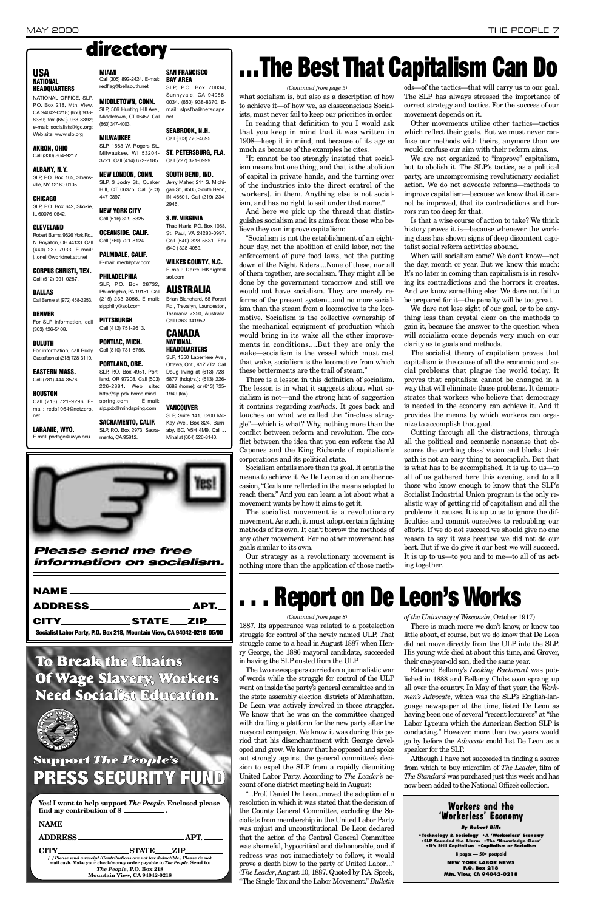# directory

## USA

### NATIONAL HEADQUARTERS

NATIONAL OFFICE, SLP, P.O. Box 218, Mtn. View, CA 94042-0218; (650) 938-8359; fax (650) 938-8392; e-mail: socialists@igc.org; Web site: www.slp.org

### AKRON, OHIO

Call (330) 864-9212.

### ALBANY, N.Y.

SLP, P.O. Box 105, Sloansville, NY 12160-0105.

### CHICAGO

SLP, P.O. Box 642, Skokie, IL 60076-0642.

### CLEVELAND

Robert Burns, 9626 York Rd., N. Royalton, OH 44133. Call (440) 237-7933. E-mail: j..oneil@worldnet.att.net

### CORPUS CHRISTI, TEX.

Call (512) 991-0287.

### DALLAS

Call Bernie at (972) 458-2253.

### DENVER

For SLP information, call (303) 426-5108.

### DULUTH

For information, call Rudy Gustafson at (218) 728-3110.

### EASTERN MASS.

Call (781) 444-3576.

### HOUSTON

Call (713) 721-9296. E-mail: reds1964@netzero.net

### LARAMIE, WYO.

E-mail: portage@uwyo.edu

### MIAMI

Call (305) 892-2424. E-mail: redflag@bellsouth.net

### MIDDLETOWN, CONN.

SLP, 506 Hunting Hill Ave., Middletown, CT 06457. Call (860) 347-4003.

### MILWAUKEE

SLP, 1563 W. Rogers St., Milwaukee, WI 53204-3721. Call (414) 672-2185.

### NEW LONDON, CONN.

SLP, 3 Jodry St., Quaker Hill, CT 06375. Call (203) 447-9897.

### NEW YORK CITY

Call (516) 829-5325.

### OCEANSIDE, CALIF.

Call (760) 721-8124.

### PALMDALE, CALIF.

E-mail: med@ptw.com

### PHILADELPHIA

SLP, P.O. Box 28732, Philadelphia, PA 19151. Call (215) 233-3056. E-mail: slpphilly@aol.com

### PITTSBURGH

Call (412) 751-2613.

### PONTIAC, MICH.

Call (810) 731-6756.

### PORTLAND, ORE.

SLP, P.O. Box 4951, Portland, OR 97208. Call (503) 226-2881. Web site: http://slp.pdx.home.mindspring.com E-mail: slp.pdx@mindspring.com

### SACRAMENTO, CALIF.

SLP, P.O. Box 2973, Sacramento, CA 95812.

### SAN FRANCISCO BAY AREA

SLP, P.O. Box 70034, Sunnyvale, CA 94086-0034. (650) 938-8370. E-mail: slpsfba@netscape.net

### SEABROOK, N.H.

Call (603) 770-4695.

### ST. PETERSBURG, FLA.

Call (727) 321-0999.

### SOUTH BEND, IND.

Jerry Maher, 211 S. Michigan St., #505, South Bend, IN 46601. Call (219) 234-2946.

### S.W. VIRGINIA

Thad Harris, P.O. Box 1068, St. Paul, VA 24283-0997. Call (540) 328-5531. Fax (540) 328-4059.

### WILKES COUNTY, N.C.

E-mail: DarrellHKnight@aol.com

## AUSTRALIA

Brian Blanchard, 58 Forest Rd., Trevallyn, Launceston, Tasmania 7250, Australia. Call 0363-341952.

## CANADA

### NATIONAL HEADQUARTERS

SLP, 1550 Laperriere Ave., Ottawa, Ont., K1Z 7T2. Call Doug Irving at (613) 728-5877 (hdqtrs.); (613) 226-6682 (home); or (613) 725-1949 (fax).

### VANCOUVER

SLP, Suite 141, 6200 McKay Ave., Box 824, Burnaby, BC, V5H 4M9. Call J. Minal at (604) 526-3140.

---

Yes!

***Please send me free information on socialism.***

NAME ______________________

ADDRESS ______________________ APT.___

CITY______________ STATE ____ ZIP_____

**Socialist Labor Party, P.O. Box 218, Mountain View, CA 94042-0218 05/00**

---

# To Break the Chains Of Wage Slavery, Workers Need Socialist Education.

## Support *The People's* PRESS SECURITY FUND

**Yes! I want to help support *The People.* Enclosed please find my contribution of $ ________ .**

NAME ______________________

ADDRESS ______________________ APT. ____

CITY______________ STATE ____ ZIP_____

*[ ] Please send a receipt (Contributions are not tax deductible.)* **Please do not mail cash. Make your check/money order payable to *The People*. Send to: *The People*, P.O. Box 218 Mountain View, CA 94042-0218**

---

# ...The Best That Capitalism Can Do

*(Continued from page 5)*

what socialism is, but also as a description of how to achieve it—of how we, as classconscious Socialists, must never fail to keep our priorities in order.

In reading that definition to you I would ask that you keep in mind that it was written in 1908—keep it in mind, not because of its age so much as because of the examples he cites.

"It cannot be too strongly insisted that socialism means but one thing, and that is the abolition of capital in private hands, and the turning over of the industries into the direct control of the [workers]...in them. Anything else is not socialism, and has no right to sail under that name."

And here we pick up the thread that distinguishes socialism and its aims from those who believe they can improve capitalism:

"Socialism is not the establishment of an eight-hour day, not the abolition of child labor, not the enforcement of pure food laws, not the putting down of the Night Riders....None of these, nor all of them together, are socialism. They might all be done by the government tomorrow and still we would not have socialism. They are merely reforms of the present system...and no more socialism than the steam from a locomotive is the locomotive. Socialism is the collective ownership of the mechanical equipment of production which would bring in its wake all the other improvements in conditions....But they are only the wake—socialism is the vessel which must cast that wake, socialism is the locomotive from which these betterments are the trail of steam."

There is a lesson in this definition of socialism. The lesson is in what it suggests about what socialism is not—and the strong hint of suggestion it contains regarding *methods*. It goes back and touches on what we called the "in-class struggle"—which is what? Why, nothing more than the conflict between reform and revolution. The conflict between the idea that you can reform the Al Capones and the King Richards of capitalism's corporations and its political state.

Socialism entails more than its goal. It entails the means to achieve it. As De Leon said on another occasion, "Goals are reflected in the means adopted to reach them." And you can learn a lot about what a movement wants by how it aims to get it.

The socialist movement is a revolutionary movement. As such, it must adopt certain fighting methods of its own. It can't borrow the methods of any other movement. For no other movement has goals similar to its own.

Our strategy as a revolutionary movement is nothing more than the application of those methods—of the tactics—that will carry us to our goal. The SLP has always stressed the importance of correct strategy and tactics. For the success of our movement depends on it.

Other movements utilize other tactics—tactics which reflect their goals. But we must never confuse our methods with theirs, anymore than we would confuse our aim with their reform aims.

We are not organized to "improve" capitalism, but to abolish it. The SLP's tactics, as a political party, are uncompromising revolutionary socialist action. We do not advocate reforms—methods to improve capitalism—because we know that it cannot be improved, that its contradictions and horrors run too deep for that.

Is that a wise course of action to take? We think history proves it is—because whenever the working class has shown signs of deep discontent capitalist social reform activities abound.

When will socialism come? We don't know—not the day, month or year. But we know this much: It's no later in coming than capitalism is in resolving its contradictions and the horrors it creates. And we know something else: We dare not fail to be prepared for it—the penalty will be too great.

We dare not lose sight of our goal, or to be anything less than crystal clear on the methods to gain it, because the answer to the question when will socialism come depends very much on our clarity as to goals and methods.

The socialist theory of capitalism proves that capitalism is the cause of all the economic and social problems that plague the world today. It proves that capitalism cannot be changed in a way that will eliminate those problems. It demonstrates that workers who believe that democracy is needed in the economy can achieve it. And it provides the means by which workers can organize to accomplish that goal.

Cutting through all the distractions, through all the political and economic nonsense that obscures the working class' vision and blocks their path is not an easy thing to accomplish. But that is what has to be accomplished. It is up to us—to all of us gathered here this evening, and to all those who know enough to know that the SLP's Socialist Industrial Union program is the only realistic way of getting rid of capitalism and all the problems it causes. It is up to us to ignore the difficulties and commit ourselves to redoubling our efforts. If we do not succeed we should give no one reason to say it was because we did not do our best. But if we do give it our best we will succeed. It is up to us—to you and to me—to all of us acting together.

# . . . Report on De Leon's Works

*(Continued from page 8)*

1887. Its appearance was related to a postelection struggle for control of the newly named ULP. That struggle came to a head in August 1887 when Henry George, the 1886 mayoral candidate, succeeded in having the SLP ousted from the ULP.

The two newspapers carried on a journalistic war of words while the struggle for control of the ULP went on inside the party's general committee and in the state assembly election districts of Manhattan. De Leon was actively involved in those struggles. We know that he was on the committee charged with drafting a platform for the new party after the mayoral campaign. We know it was during this period that his disenchantment with George developed and grew. We know that he opposed and spoke out strongly against the general committee's decision to expel the SLP from a rapidly disuniting United Labor Party. According to *The Leader's* account of one district meeting held in August:

"...Prof. Daniel De Leon...moved the adoption of a resolution in which it was stated that the decision of the County General Committee, excluding the Socialists from membership in the United Labor Party was unjust and unconstitutional. De Leon declared that the action of the Central General Committee was shameful, hypocritical and dishonorable, and if redress was not immediately to follow, it would prove a death blow to the party of United Labor...." (*The Leader*, August 10, 1887. Quoted by P.A. Speek, "The Single Tax and the Labor Movement." *Bulletin of the University of Wisconsin*, October 1917)

There is much more we don't know, or know too little about, of course, but we do know that De Leon did not move directly from the ULP into the SLP. His young wife died at about this time, and Grover, their one-year-old son, died the same year.

Edward Bellamy's *Looking Backward* was published in 1888 and Bellamy Clubs soon sprang up all over the country. In May of that year, the *Workmen's Advocate*, which was the SLP's English-language newspaper at the time, listed De Leon as having been one of several "recent lecturers" at "the Labor Lyceum which the American Section SLP is conducting." However, more than two years would go by before the *Advocate* could list De Leon as a speaker for the SLP.

Although I have not succeeded in finding a source from which to buy microfilm of *The Leader*, film of *The Standard* was purchased just this week and has now been added to the National Office's collection.

---

**Workers and the 'Workerless' Economy**

***By Robert Bills***

**• Technology & Sociology • A 'Workerless' Economy • SLP Sounded the Alarm • The 'Knowledge Class' • It's Still Capitalism • Capitalism or Socialism**

8 pages — 50¢ postpaid

**NEW YORK LABOR NEWS**
**P.O. Box 218**
**Mtn. View, CA 94042-0218**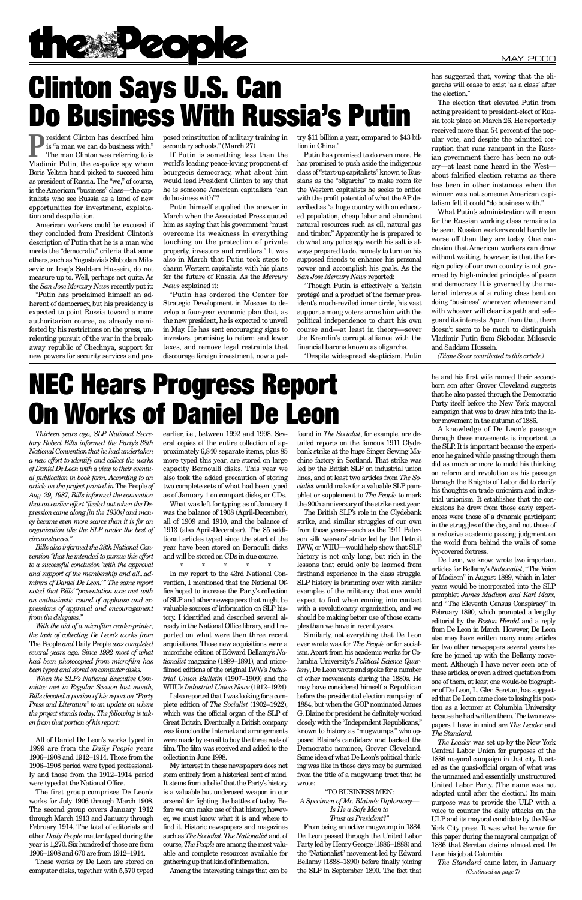# Clinton Says U.S. Can Do Business With Russia's Putin

President Clinton has described him is "a man we can do business with." The man Clinton was referring to is Vladimir Putin, the ex-police spy whom Boris Yeltsin hand picked to succeed him as president of Russia. The "we," of course, is the American "business" class—the capitalists who see Russia as a land of new opportunities for investment, exploitation and despoliation.

American workers could be excused if they concluded from President Clinton's description of Putin that he is a man who meets the "democratic" criteria that some others, such as Yugoslavia's Slobodan Milosevic or Iraq's Saddam Hussein, do not measure up to. Well, perhaps not quite. As the *San Jose Mercury News* recently put it:

"Putin has proclaimed himself an adherent of democracy, but his presidency is expected to point Russia toward a more authoritarian course, as already manifested by his restrictions on the press, unrelenting pursuit of the war in the breakaway republic of Chechnya, support for new powers for security services and proposed reinstitution of military training in secondary schools." (March 27)

If Putin is something less than the world's leading peace-loving proponent of bourgeois democracy, what about him would lead President Clinton to say that he is someone American capitalism "can do business with"?

Putin himself supplied the answer in March when the Associated Press quoted him as saying that his government "must overcome its weakness in everything touching on the protection of private property, investors and creditors." It was also in March that Putin took steps to charm Western capitalists with his plans for the future of Russia. As the *Mercury News* explained it:

"Putin has ordered the Center for Strategic Development in Moscow to develop a four-year economic plan that, as the new president, he is expected to unveil in May. He has sent encouraging signs to investors, promising to reform and lower taxes, and remove legal restraints that discourage foreign investment, now a paltry $11 billion a year, compared to $43 billion in China."

Putin has promised to do even more. He has promised to push aside the indigenous class of "start-up capitalists" known to Russians as the "oligarchs" to make room for the Western capitalists he seeks to entice with the profit potential of what the AP described as "a huge country with an educated population, cheap labor and abundant natural resources such as oil, natural gas and timber." Apparently he is prepared to do what any police spy worth his salt is always prepared to do, namely to turn on his supposed friends to enhance his personal power and accomplish his goals. As the *San Jose Mercury News* reported:

"Though Putin is effectively a Yeltsin protégé and a product of the former president's much-reviled inner circle, his vast support among voters arms him with the political independence to chart his own course and—at least in theory—sever the Kremlin's corrupt alliance with the financial barons known as oligarchs.

"Despite widespread skepticism, Putin has suggested that, vowing that the oligarchs will cease to exist 'as a class' after the election."

The election that elevated Putin from acting president to president-elect of Russia took place on March 26. He reportedly received more than 54 percent of the popular vote, and despite the admitted corruption that runs rampant in the Russian government there has been no outcry—at least none heard in the West—about falsified election returns as there has been in other instances when the winner was not someone American capitalism felt it could "do business with."

What Putin's administration will mean for the Russian working class remains to be seen. Russian workers could hardly be worse off than they are today. One conclusion that American workers can draw without waiting, however, is that the foreign policy of our own country is not governed by high-minded principles of peace and democracy. It is governed by the material interests of a ruling class bent on doing "business" wherever, whenever and with whoever will clear its path and safeguard its interests. Apart from that, there doesn't seem to be much to distinguish Vladimir Putin from Slobodan Milosevic and Saddam Hussein.

*(Diane Secor contributed to this article.)*

# NEC Hears Progress Report On Works of Daniel De Leon

*Thirteen years ago, SLP National Secretary Robert Bills informed the Party's 38th National Convention that he had undertaken a new effort to identify and collect the works of Daniel De Leon with a view to their eventual publication in book form. According to an article on the project printed in* The People *of Aug. 29, 1987, Bills informed the convention that an earlier effort "fizzled out when the Depression came along [in the 1930s] and money became even more scarce than it is for an organization like the SLP under the best of circumstances."*

*Bills also informed the 38th National Convention "that he intended to pursue this effort to a successful conclusion 'with the approval and support of the membership and all...admirers of Daniel De Leon.'" The same report noted that Bills' "presentation was met with an enthusiastic round of applause and expressions of approval and encouragement from the delegates."*

*With the aid of a microfilm reader-printer, the task of collecting De Leon's works from* The People *and* Daily People *was completed several years ago. Since 1992 most of what had been photocopied from microfilm has been typed and stored on computer disks.*

*When the SLP's National Executive Committee met in Regular Session last month, Bills devoted a portion of his report on "Party Press and Literature" to an update on where the project stands today. The following is taken from that portion of his report:*

All of Daniel De Leon's works typed in 1999 are from the *Daily People* years 1906–1908 and 1912–1914. Those from the 1906–1908 period were typed professionally and those from the 1912–1914 period were typed at the National Office.

The first group comprises De Leon's works for July 1906 through March 1908. The second group covers January 1912 through March 1913 and January through February 1914. The total of editorials and other *Daily People* matter typed during the year is 1,270. Six hundred of those are from 1906–1908 and 670 are from 1912–1914.

These works by De Leon are stored on computer disks, together with 5,570 typed earlier, i.e., between 1992 and 1998. Several copies of the entire collection of approximately 6,840 separate items, plus 85 more typed this year, are stored on large capacity Bernoulli disks. This year we also took the added precaution of storing two complete sets of what had been typed as of January 1 on compact disks, or CDs.

What was left for typing as of January 1 was the balance of 1908 (April-December), all of 1909 and 1910, and the balance of 1913 (also April-December). The 85 additional articles typed since the start of the year have been stored on Bernoulli disks and will be stored on CDs in due course.

\* \* \* \* \*

In my report to the 43rd National Convention, I mentioned that the National Office hoped to increase the Party's collection of SLP and other newspapers that might be valuable sources of information on SLP history. I identified and described several already in the National Office library, and I reported on what were then three recent acquisitions. Those new acquisitions were a microfiche edition of Edward Bellamy's *Nationalist* magazine (1889–1891), and microfilmed editions of the original IWW's *Industrial Union Bulletin* (1907–1909) and the WIIU's *Industrial Union News* (1912–1924).

I also reported that I was looking for a complete edition of *The Socialist* (1902–1922), which was the official organ of the SLP of Great Britain. Eventually a British company was found on the Internet and arrangements were made by e-mail to buy the three reels of film. The film was received and added to the collection in June 1998.

My interest in these newspapers does not stem entirely from a historical bent of mind. It stems from a belief that the Party's history is a valuable but underused weapon in our arsenal for fighting the battles of today. Before we can make use of that history, however, we must know what it is and where to find it. Historic newspapers and magazines such as *The Socialist*, *The Nationalist* and, of course, *The People* are among the most valuable and complete resources available for gathering up that kind of information.

Among the interesting things that can be found in *The Socialist*, for example, are detailed reports on the famous 1911 Clydebank strike at the huge Singer Sewing Machine factory in Scotland. That strike was led by the British SLP on industrial union lines, and at least two articles from *The Socialist* would make for a valuable SLP pamphlet or supplement to *The People* to mark the 90th anniversary of the strike next year.

The British SLP's role in the Clydebank strike, and similar struggles of our own from those years—such as the 1911 Paterson silk weavers' strike led by the Detroit IWW, or WIIU—would help show that SLP history is not only long, but rich in the lessons that could only be learned from firsthand experience in the class struggle. SLP history is brimming over with similar examples of the militancy that one would expect to find when coming into contact with a revolutionary organization, and we should be making better use of those examples than we have in recent years.

Similarly, not everything that De Leon ever wrote was for *The People* or for socialism. Apart from his academic works for Columbia University's *Political Science Quarterly*, De Leon wrote and spoke for a number of other movements during the 1880s. He may have considered himself a Republican before the presidential election campaign of 1884, but when the GOP nominated James G. Blaine for president he definitely worked closely with the "Independent Republicans," known to history as "mugwumps," who opposed Blaine's candidacy and backed the Democratic nominee, Grover Cleveland. Some idea of what De Leon's political thinking was like in those days may be surmised from the title of a mugwump tract that he wrote:

"TO BUSINESS MEN:
*A Specimen of Mr. Blaine's Diplomacy—
Is He a Safe Man to
Trust as President?"*

From being an active mugwump in 1884, De Leon passed through the United Labor Party led by Henry George (1886–1888) and the "Nationalist" movement led by Edward Bellamy (1888–1890) before finally joining the SLP in September 1890. The fact that he and his first wife named their secondborn son after Grover Cleveland suggests that he also passed through the Democratic Party itself before the New York mayoral campaign that was to draw him into the labor movement in the autumn of 1886.

A knowledge of De Leon's passage through these movements is important to the SLP. It is important because the experience he gained while passing through them did as much or more to mold his thinking on reform and revolution as his passage through the Knights of Labor did to clarify his thoughts on trade unionism and industrial unionism. It establishes that the conclusions he drew from those early experiences were those of a dynamic participant in the struggles of the day, and not those of a reclusive academic passing judgment on the world from behind the walls of some ivy-covered fortress.

De Leon, we know, wrote two important articles for Bellamy's *Nationalist*, "The Voice of Madison" in August 1889, which in later years would be incorporated into the SLP pamphlet *James Madison and Karl Marx*, and "The Eleventh Census Conspiracy" in February 1890, which prompted a lengthy editorial by the *Boston Herald* and a reply from De Leon in March. However, De Leon also may have written many more articles for two other newspapers several years before he joined up with the Bellamy movement. Although I have never seen one of these articles, or even a direct quotation from one of them, at least one would-be biographer of De Leon, L. Glen Seretan, has suggested that De Leon came close to losing his position as a lecturer at Columbia University because he had written them. The two newspapers I have in mind are *The Leader* and *The Standard*.

*The Leader* was set up by the New York Central Labor Union for purposes of the 1886 mayoral campaign in that city. It acted as the quasi-official organ of what was the unnamed and essentially unstructured United Labor Party. (The name was not adopted until after the election.) Its main purpose was to provide the ULP with a voice to counter the daily attacks on the ULP and its mayoral candidate by the New York City press. It was what he wrote for this paper during the mayoral campaign of 1886 that Seretan claims almost cost De Leon his job at Columbia.

*The Standard* came later, in January

*(Continued on page 7)*